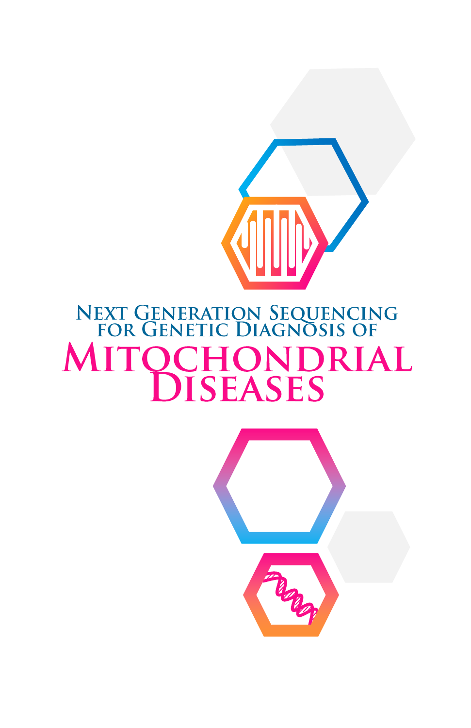# Next Generation Sequencing for Genetic Diagnosis of Mitochondrial Diseases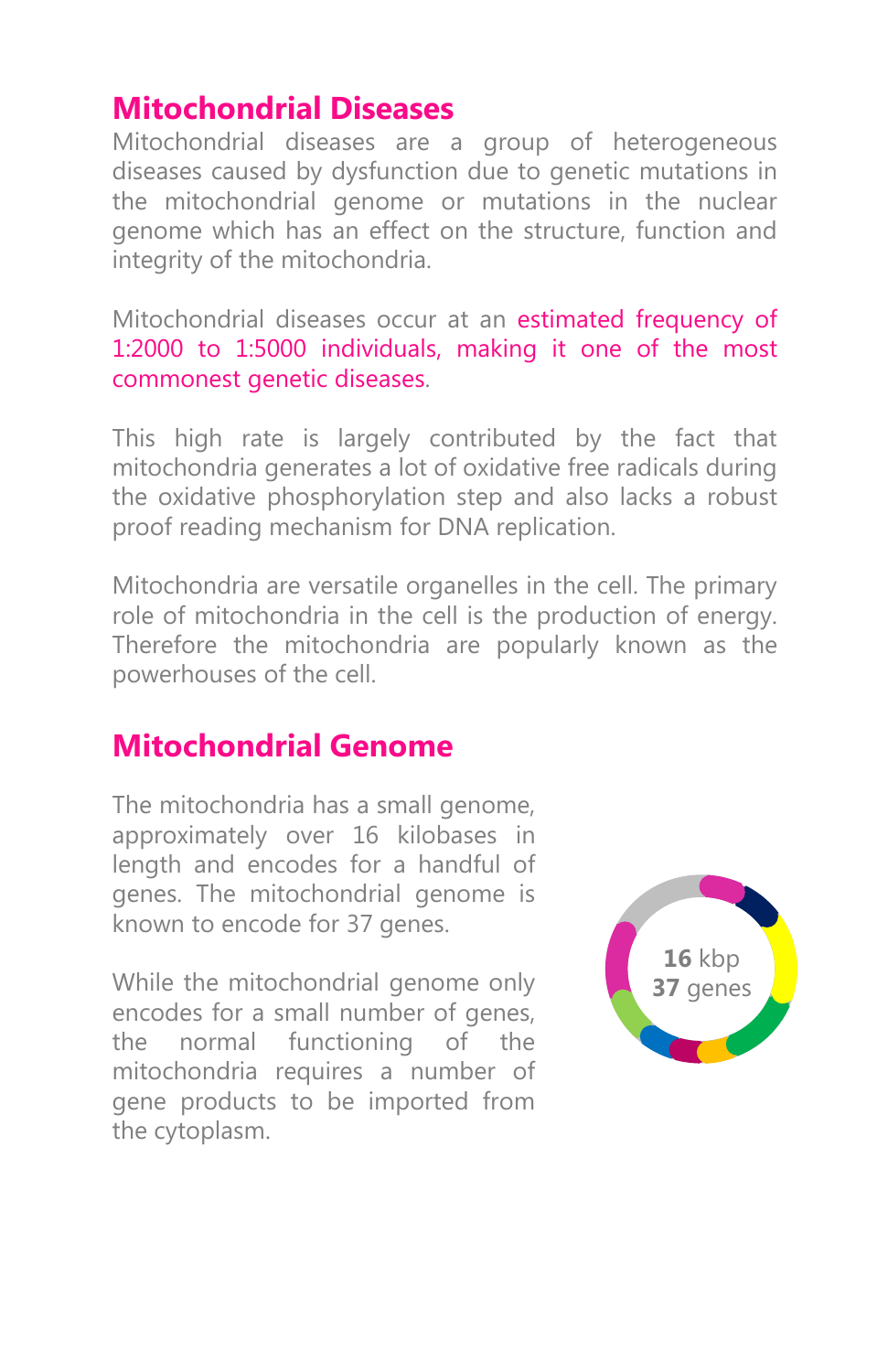## Mitochondrial Diseases

Mitochondrial diseases are a group of heterogeneous diseases caused by dysfunction due to genetic mutations in the mitochondrial genome or mutations in the nuclear genome which has an effect on the structure, function and integrity of the mitochondria.

Mitochondrial diseases occur at an estimated frequency of 1:2000 to 1:5000 individuals, making it one of the most commonest genetic diseases.

This high rate is largely contributed by the fact that mitochondria generates a lot of oxidative free radicals during the oxidative phosphorylation step and also lacks a robust proof reading mechanism for DNA replication.

Mitochondria are versatile organelles in the cell. The primary role of mitochondria in the cell is the production of energy. Therefore the mitochondria are popularly known as the powerhouses of the cell.

## Mitochondrial Genome

The mitochondria has a small genome, approximately over 16 kilobases in length and encodes for a handful of genes. The mitochondrial genome is known to encode for 37 genes.

While the mitochondrial genome only encodes for a small number of genes, the normal functioning of the mitochondria requires a number of gene products to be imported from the cytoplasm.

**16** kbp
**37** genes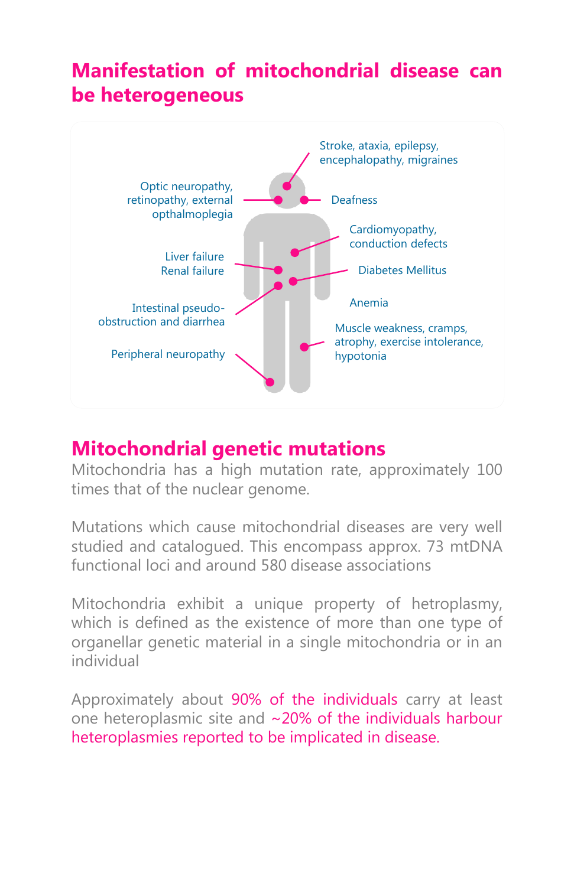# Manifestation of mitochondrial disease can be heterogeneous

Stroke, ataxia, epilepsy, encephalopathy, migraines

Optic neuropathy, retinopathy, external opthalmoplegia

Deafness

Cardiomyopathy, conduction defects

Liver failure
Renal failure

Diabetes Mellitus

Anemia

Intestinal pseudo-obstruction and diarrhea

Muscle weakness, cramps, atrophy, exercise intolerance, hypotonia

Peripheral neuropathy

# Mitochondrial genetic mutations

Mitochondria has a high mutation rate, approximately 100 times that of the nuclear genome.

Mutations which cause mitochondrial diseases are very well studied and catalogued. This encompass approx. 73 mtDNA functional loci and around 580 disease associations

Mitochondria exhibit a unique property of hetroplasmy, which is defined as the existence of more than one type of organellar genetic material in a single mitochondria or in an individual

Approximately about 90% of the individuals carry at least one heteroplasmic site and ~20% of the individuals harbour heteroplasmies reported to be implicated in disease.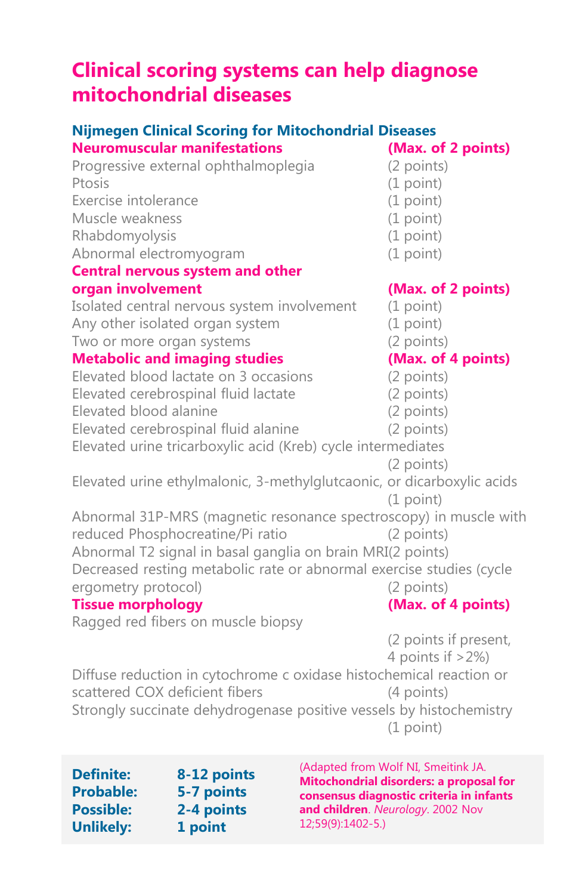# Clinical scoring systems can help diagnose mitochondrial diseases

## Nijmegen Clinical Scoring for Mitochondrial Diseases

| Item | Points |
|---|---|
| **Neuromuscular manifestations** | **(Max. of 2 points)** |
| Progressive external ophthalmoplegia | (2 points) |
| Ptosis | (1 point) |
| Exercise intolerance | (1 point) |
| Muscle weakness | (1 point) |
| Rhabdomyolysis | (1 point) |
| Abnormal electromyogram | (1 point) |
| **Central nervous system and other organ involvement** | **(Max. of 2 points)** |
| Isolated central nervous system involvement | (1 point) |
| Any other isolated organ system | (1 point) |
| Two or more organ systems | (2 points) |
| **Metabolic and imaging studies** | **(Max. of 4 points)** |
| Elevated blood lactate on 3 occasions | (2 points) |
| Elevated cerebrospinal fluid lactate | (2 points) |
| Elevated blood alanine | (2 points) |
| Elevated cerebrospinal fluid alanine | (2 points) |
| Elevated urine tricarboxylic acid (Kreb) cycle intermediates | (2 points) |
| Elevated urine ethylmalonic, 3-methylglutcaonic, or dicarboxylic acids | (1 point) |
| Abnormal 31P-MRS (magnetic resonance spectroscopy) in muscle with reduced Phosphocreatine/Pi ratio | (2 points) |
| Abnormal T2 signal in basal ganglia on brain MRI | (2 points) |
| Decreased resting metabolic rate or abnormal exercise studies (cycle ergometry protocol) | (2 points) |
| **Tissue morphology** | **(Max. of 4 points)** |
| Ragged red fibers on muscle biopsy | (2 points if present, 4 points if >2%) |
| Diffuse reduction in cytochrome c oxidase histochemical reaction or scattered COX deficient fibers | (4 points) |
| Strongly succinate dehydrogenase positive vessels by histochemistry | (1 point) |

| | |
|---|---|
| **Definite:** | **8-12 points** |
| **Probable:** | **5-7 points** |
| **Possible:** | **2-4 points** |
| **Unlikely:** | **1 point** |

(Adapted from Wolf NI, Smeitink JA. **Mitochondrial disorders: a proposal for consensus diagnostic criteria in infants and children**. *Neurology*. 2002 Nov 12;59(9):1402-5.)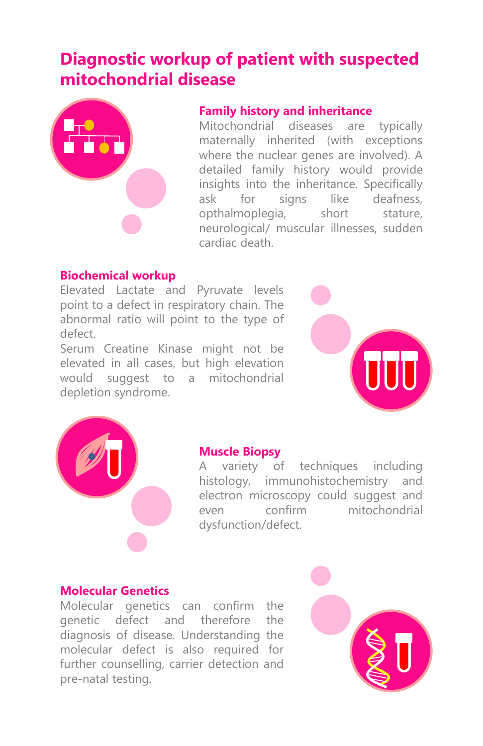# Diagnostic workup of patient with suspected mitochondrial disease

## Family history and inheritance

Mitochondrial diseases are typically maternally inherited (with exceptions where the nuclear genes are involved). A detailed family history would provide insights into the inheritance. Specifically ask for signs like deafness, opthalmoplegia, short stature, neurological/ muscular illnesses, sudden cardiac death.

## Biochemical workup

Elevated Lactate and Pyruvate levels point to a defect in respiratory chain. The abnormal ratio will point to the type of defect.

Serum Creatine Kinase might not be elevated in all cases, but high elevation would suggest to a mitochondrial depletion syndrome.

## Muscle Biopsy

A variety of techniques including histology, immunohistochemistry and electron microscopy could suggest and even confirm mitochondrial dysfunction/defect.

## Molecular Genetics

Molecular genetics can confirm the genetic defect and therefore the diagnosis of disease. Understanding the molecular defect is also required for further counselling, carrier detection and pre-natal testing.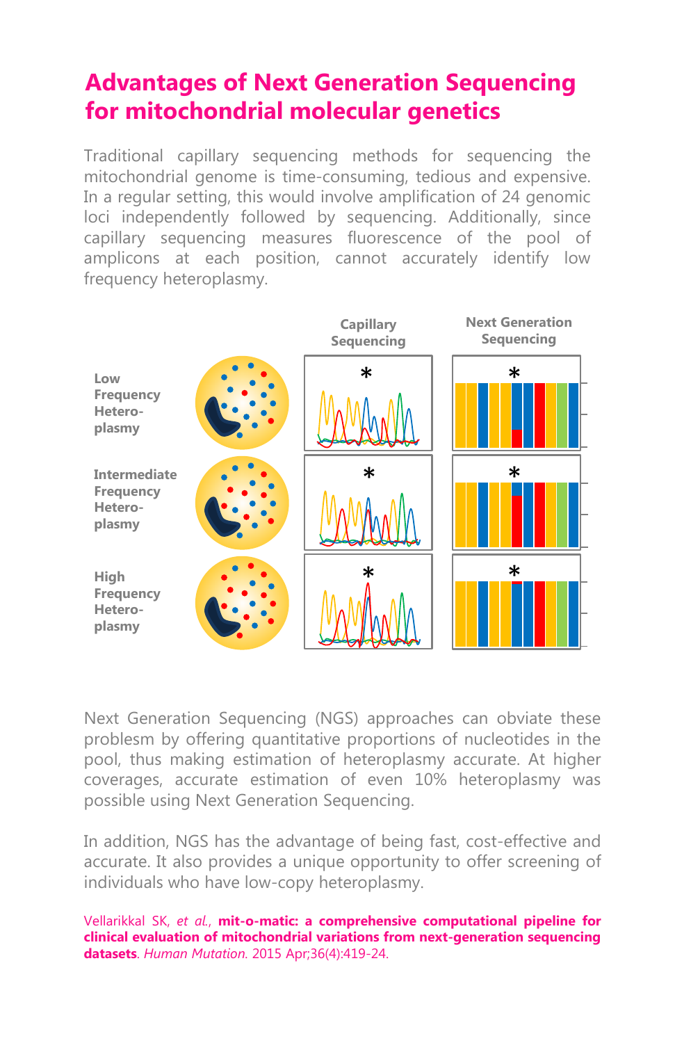# Advantages of Next Generation Sequencing for mitochondrial molecular genetics

Traditional capillary sequencing methods for sequencing the mitochondrial genome is time-consuming, tedious and expensive. In a regular setting, this would involve amplification of 24 genomic loci independently followed by sequencing. Additionally, since capillary sequencing measures fluorescence of the pool of amplicons at each position, cannot accurately identify low frequency heteroplasmy.

Next Generation Sequencing (NGS) approaches can obviate these problesm by offering quantitative proportions of nucleotides in the pool, thus making estimation of heteroplasmy accurate. At higher coverages, accurate estimation of even 10% heteroplasmy was possible using Next Generation Sequencing.

In addition, NGS has the advantage of being fast, cost-effective and accurate. It also provides a unique opportunity to offer screening of individuals who have low-copy heteroplasmy.

Vellarikkal SK, *et al.*, **mit-o-matic: a comprehensive computational pipeline for clinical evaluation of mitochondrial variations from next-generation sequencing datasets**. *Human Mutation*. 2015 Apr;36(4):419-24.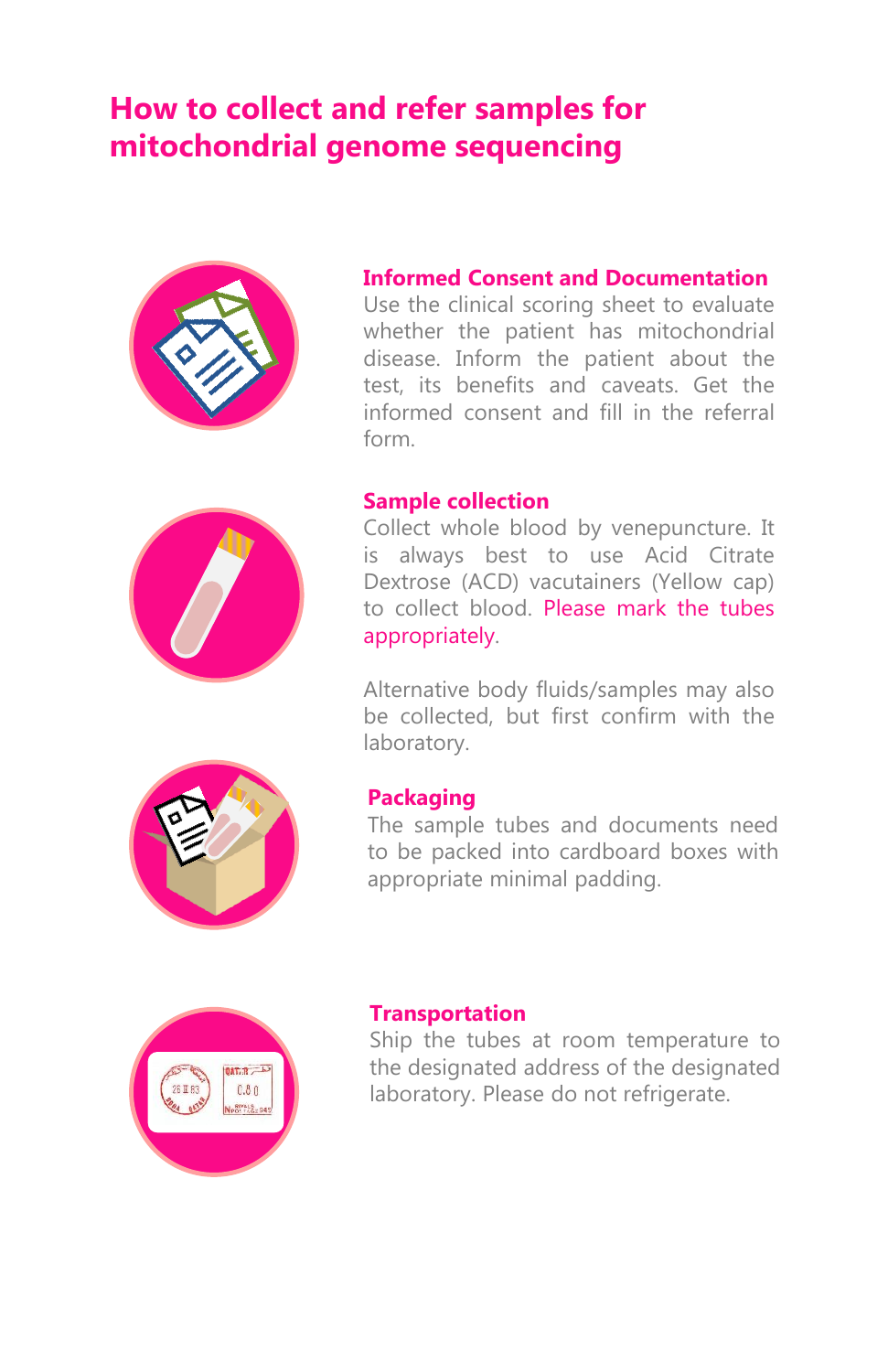# How to collect and refer samples for mitochondrial genome sequencing

### Informed Consent and Documentation

Use the clinical scoring sheet to evaluate whether the patient has mitochondrial disease. Inform the patient about the test, its benefits and caveats. Get the informed consent and fill in the referral form.

### Sample collection

Collect whole blood by venepuncture. It is always best to use Acid Citrate Dextrose (ACD) vacutainers (Yellow cap) to collect blood. Please mark the tubes appropriately.

Alternative body fluids/samples may also be collected, but first confirm with the laboratory.

### Packaging

The sample tubes and documents need to be packed into cardboard boxes with appropriate minimal padding.

### Transportation

Ship the tubes at room temperature to the designated address of the designated laboratory. Please do not refrigerate.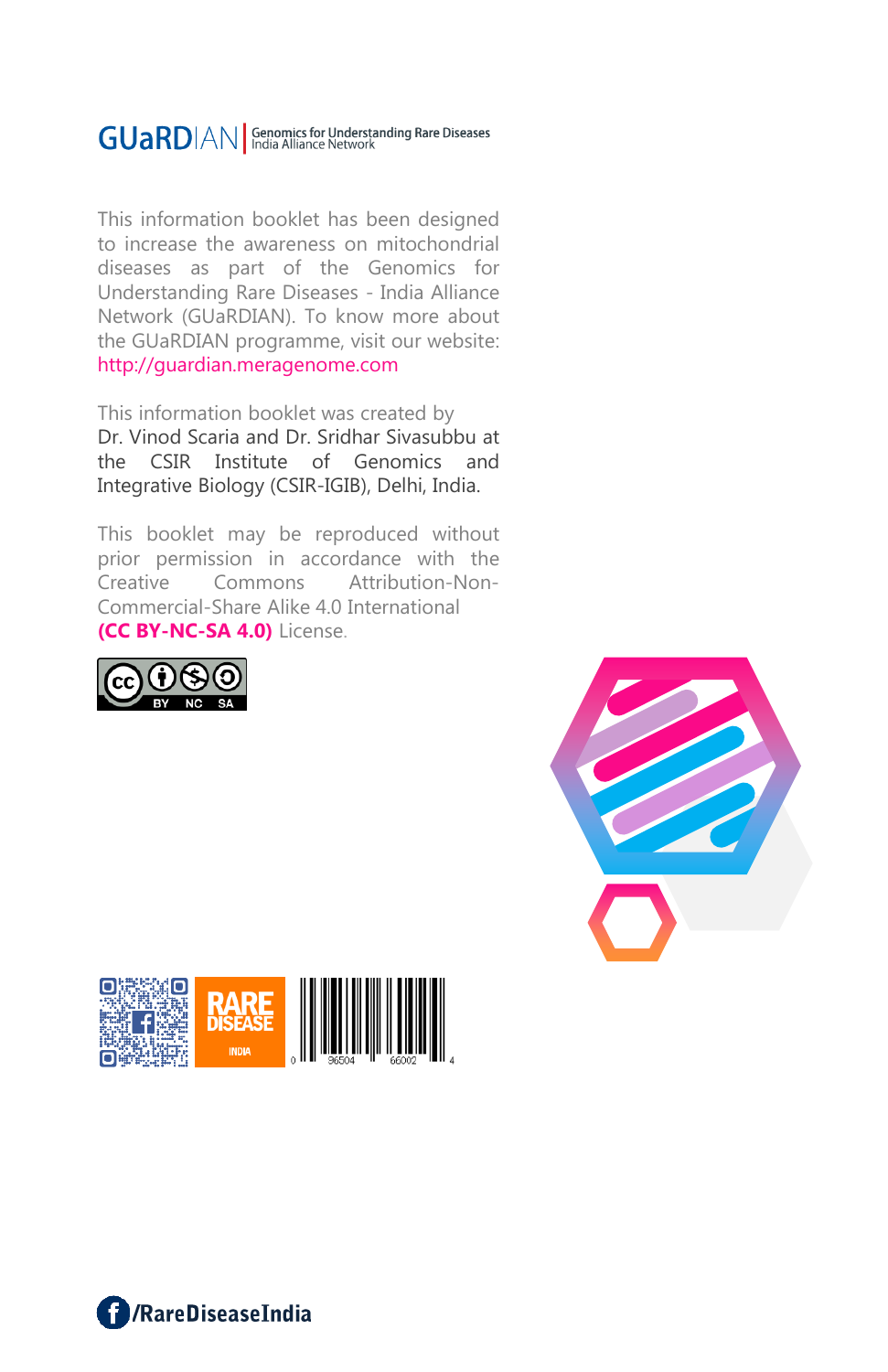GUaRDIAN | Genomics for Understanding Rare Diseases India Alliance Network

This information booklet has been designed to increase the awareness on mitochondrial diseases as part of the Genomics for Understanding Rare Diseases - India Alliance Network (GUaRDIAN). To know more about the GUaRDIAN programme, visit our website: http://guardian.meragenome.com

This information booklet was created by Dr. Vinod Scaria and Dr. Sridhar Sivasubbu at the CSIR Institute of Genomics and Integrative Biology (CSIR-IGIB), Delhi, India.

This booklet may be reproduced without prior permission in accordance with the Creative Commons Attribution-Non-Commercial-Share Alike 4.0 International **(CC BY-NC-SA 4.0)** License.

RARE DISEASE INDIA

0 96504 66002 4

/RareDiseaseIndia